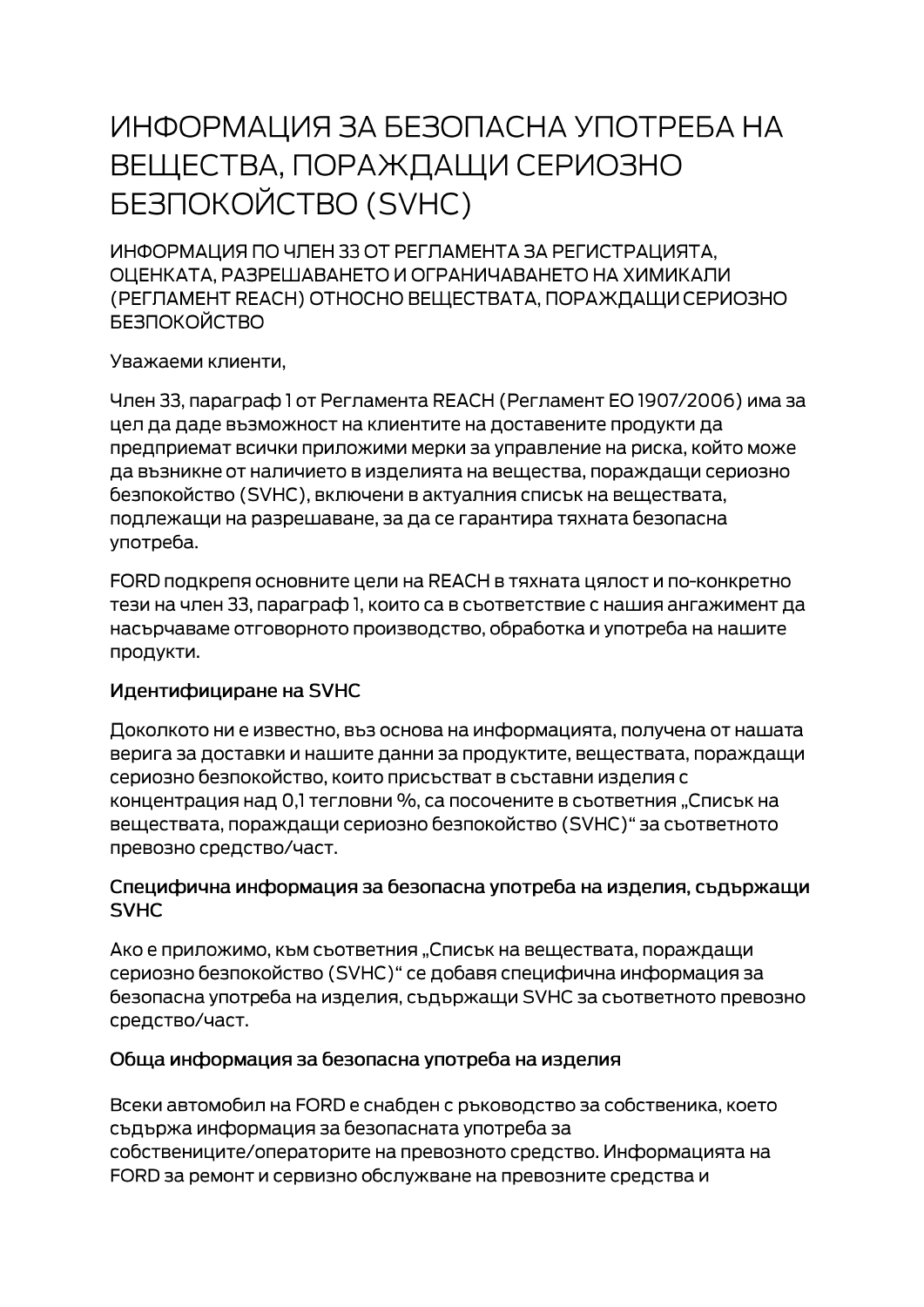# ИНФОРМАЦИЯ ЗА БЕЗОПАСНА УПОТРЕБА НА ВЕЩЕСТВА, ПОРАЖДАЩИ СЕРИОЗНО БЕЗПОКОЙСТВО (SVHC)

ИНФОРМАЦИЯ ПО ЧЛЕН 33 ОТ РЕГЛАМЕНТА ЗА РЕГИСТРАЦИЯТА, ОЦЕНКАТА, РАЗРЕШАВАНЕТО И ОГРАНИЧАВАНЕТО НА ХИМИКАЛИ (РЕГЛАМЕНТ REACH) ОТНОСНО ВЕЩЕСТВАТА, ПОРАЖДАЩИ СЕРИОЗНО БЕЗПОКОЙСТВО

Уважаеми клиенти,

Член 33, параграф 1 от Регламента REACH (Регламент ЕО 1907/2006) има за цел да даде възможност на клиентите на доставените продукти да предприемат всички приложими мерки за управление на риска, който може да възникне от наличието в изделията на вещества, пораждащи сериозно безпокойство (SVHC), включени в актуалния списък на веществата, подлежащи на разрешаване, за да се гарантира тяхната безопасна употреба.

FORD подкрепя основните цели на REACH в тяхната цялост и по-конкретно тези на член 33, параграф 1, които са в съответствие с нашия ангажимент да насърчаваме отговорното производство, обработка и употреба на нашите продукти.

### Идентифициране на SVHC

Доколкото ни е известно, въз основа на информацията, получена от нашата верига за доставки и нашите данни за продуктите, веществата, пораждащи сериозно безпокойство, които присъстват в съставни изделия с концентрация над 0,1 тегловни %, са посочените в съответния „Списък на веществата, пораждащи сериозно безпокойство (SVHC)“ за съответното превозно средство/част.

### Специфична информация за безопасна употреба на изделия, съдържащи SVHC

Ако е приложимо, към съответния „Списък на веществата, пораждащи сериозно безпокойство (SVHC)“ се добавя специфична информация за безопасна употреба на изделия, съдържащи SVHC за съответното превозно средство/част.

### Обща информация за безопасна употреба на изделия

Всеки автомобил на FORD е снабден с ръководство за собственика, което съдържа информация за безопасната употреба за собствениците/операторите на превозното средство. Информацията на FORD за ремонт и сервизно обслужване на превозните средства и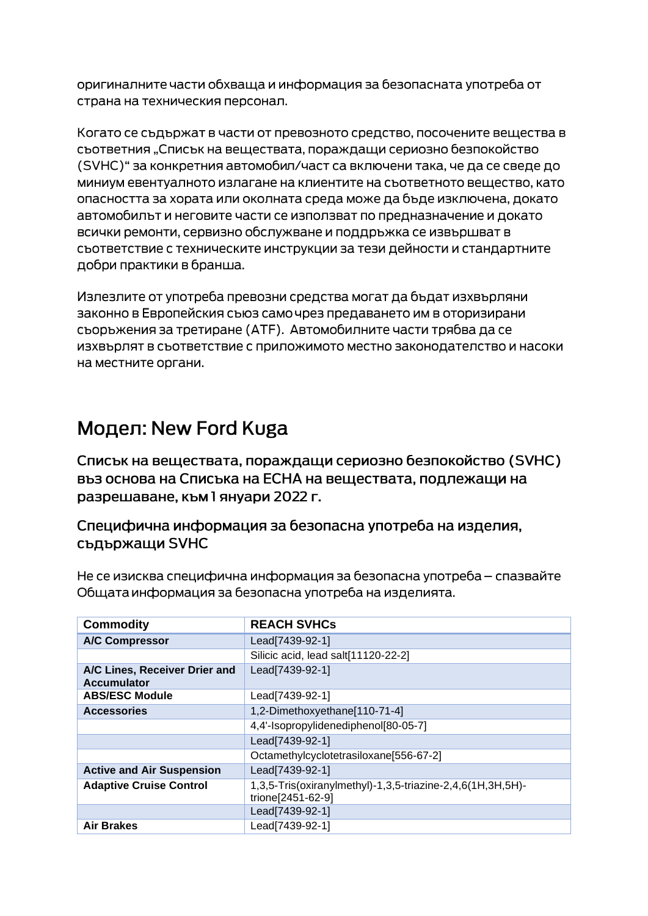оригиналните части обхваща и информация за безопасната употреба от страна на техническия персонал.

Когато се съдържат в части от превозното средство, посочените вещества в съответния „Списък на веществата, пораждащи сериозно безпокойство (SVHC)" за конкретния автомобил/част са включени така, че да се сведе до миниум евентуалното излагане на клиентите на съответното вещество, като опасността за хората или околната среда може да бъде изключена, докато автомобилът и неговите части се използват по предназначение и докато всички ремонти, сервизно обслужване и поддръжка се извършват в съответствие с техническите инструкции за тези дейности и стандартните добри практики в бранша.

Излезлите от употреба превозни средства могат да бъдат изхвърляни законно в Европейския съюз само чрез предаването им в оторизирани съоръжения за третиране (ATF). Автомобилните части трябва да се изхвърлят в съответствие с приложимото местно законодателство и насоки на местните органи.

# Модел: New Ford Kuga

## Списък на веществата, пораждащи сериозно безпокойство (SVHC) въз основа на Списъка на ECHA на веществата, подлежащи на разрешаване, към 1 януари 2022 г.

### Специфична информация за безопасна употреба на изделия, съдържащи SVHC

Не се изисква специфична информация за безопасна употреба – спазвайте Общата информация за безопасна употреба на изделията.

| Commodity | REACH SVHCs |
|---|---|
| **A/C Compressor** | Lead[7439-92-1] |
| | Silicic acid, lead salt[11120-22-2] |
| **A/C Lines, Receiver Drier and Accumulator** | Lead[7439-92-1] |
| **ABS/ESC Module** | Lead[7439-92-1] |
| **Accessories** | 1,2-Dimethoxyethane[110-71-4] |
| | 4,4'-Isopropylidenediphenol[80-05-7] |
| | Lead[7439-92-1] |
| | Octamethylcyclotetrasiloxane[556-67-2] |
| **Active and Air Suspension** | Lead[7439-92-1] |
| **Adaptive Cruise Control** | 1,3,5-Tris(oxiranylmethyl)-1,3,5-triazine-2,4,6(1H,3H,5H)-trione[2451-62-9] |
| | Lead[7439-92-1] |
| **Air Brakes** | Lead[7439-92-1] |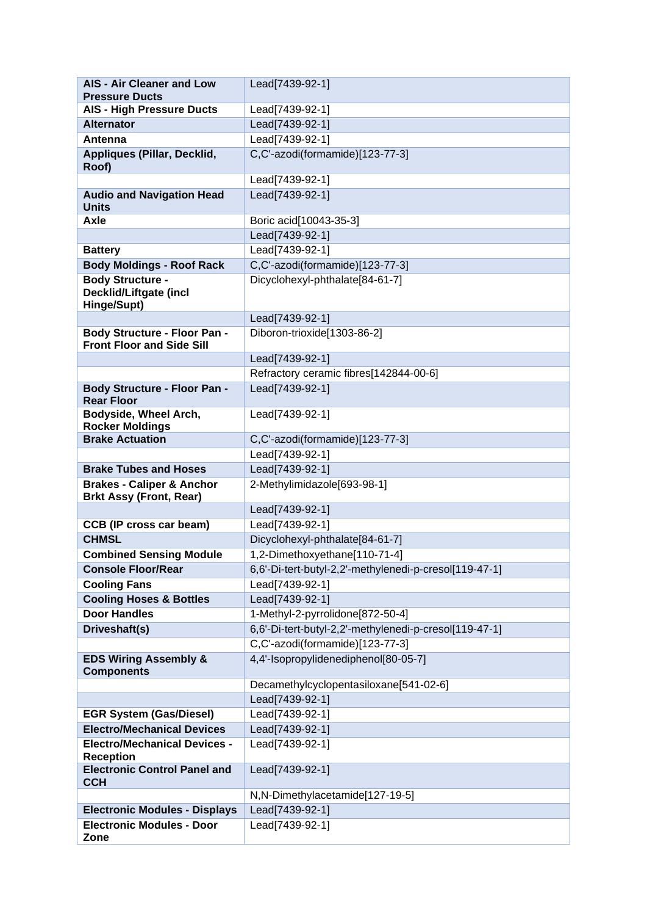| AIS - Air Cleaner and Low Pressure Ducts | Lead[7439-92-1] |
|---|---|
| AIS - High Pressure Ducts | Lead[7439-92-1] |
| Alternator | Lead[7439-92-1] |
| Antenna | Lead[7439-92-1] |
| Appliques (Pillar, Decklid, Roof) | C,C'-azodi(formamide)[123-77-3] |
| | Lead[7439-92-1] |
| Audio and Navigation Head Units | Lead[7439-92-1] |
| Axle | Boric acid[10043-35-3] |
| | Lead[7439-92-1] |
| Battery | Lead[7439-92-1] |
| Body Moldings - Roof Rack | C,C'-azodi(formamide)[123-77-3] |
| Body Structure - Decklid/Liftgate (incl Hinge/Supt) | Dicyclohexyl-phthalate[84-61-7] |
| | Lead[7439-92-1] |
| Body Structure - Floor Pan - Front Floor and Side Sill | Diboron-trioxide[1303-86-2] |
| | Lead[7439-92-1] |
| | Refractory ceramic fibres[142844-00-6] |
| Body Structure - Floor Pan - Rear Floor | Lead[7439-92-1] |
| Bodyside, Wheel Arch, Rocker Moldings | Lead[7439-92-1] |
| Brake Actuation | C,C'-azodi(formamide)[123-77-3] |
| | Lead[7439-92-1] |
| Brake Tubes and Hoses | Lead[7439-92-1] |
| Brakes - Caliper & Anchor Brkt Assy (Front, Rear) | 2-Methylimidazole[693-98-1] |
| | Lead[7439-92-1] |
| CCB (IP cross car beam) | Lead[7439-92-1] |
| CHMSL | Dicyclohexyl-phthalate[84-61-7] |
| Combined Sensing Module | 1,2-Dimethoxyethane[110-71-4] |
| Console Floor/Rear | 6,6'-Di-tert-butyl-2,2'-methylenedi-p-cresol[119-47-1] |
| Cooling Fans | Lead[7439-92-1] |
| Cooling Hoses & Bottles | Lead[7439-92-1] |
| Door Handles | 1-Methyl-2-pyrrolidone[872-50-4] |
| Driveshaft(s) | 6,6'-Di-tert-butyl-2,2'-methylenedi-p-cresol[119-47-1] |
| | C,C'-azodi(formamide)[123-77-3] |
| EDS Wiring Assembly & Components | 4,4'-Isopropylidenediphenol[80-05-7] |
| | Decamethylcyclopentasiloxane[541-02-6] |
| | Lead[7439-92-1] |
| EGR System (Gas/Diesel) | Lead[7439-92-1] |
| Electro/Mechanical Devices | Lead[7439-92-1] |
| Electro/Mechanical Devices - Reception | Lead[7439-92-1] |
| Electronic Control Panel and CCH | Lead[7439-92-1] |
| | N,N-Dimethylacetamide[127-19-5] |
| Electronic Modules - Displays | Lead[7439-92-1] |
| Electronic Modules - Door Zone | Lead[7439-92-1] |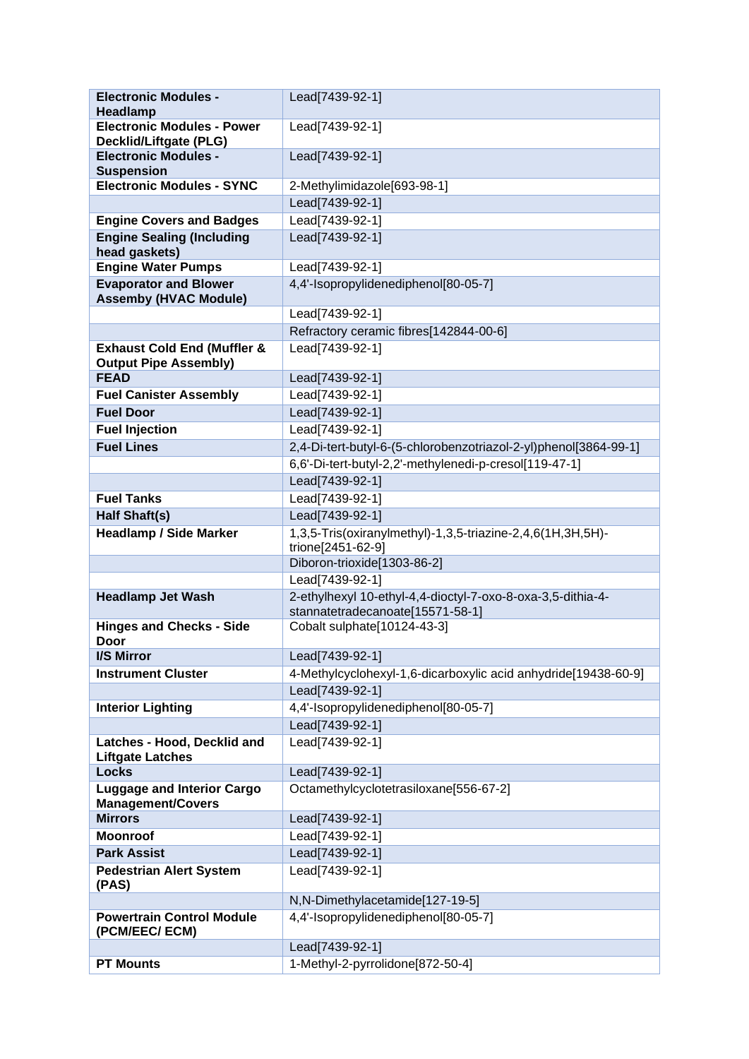| | |
|---|---|
| **Electronic Modules - Headlamp** | Lead[7439-92-1] |
| **Electronic Modules - Power Decklid/Liftgate (PLG)** | Lead[7439-92-1] |
| **Electronic Modules - Suspension** | Lead[7439-92-1] |
| **Electronic Modules - SYNC** | 2-Methylimidazole[693-98-1] |
| | Lead[7439-92-1] |
| **Engine Covers and Badges** | Lead[7439-92-1] |
| **Engine Sealing (Including head gaskets)** | Lead[7439-92-1] |
| **Engine Water Pumps** | Lead[7439-92-1] |
| **Evaporator and Blower Assemby (HVAC Module)** | 4,4'-Isopropylidenediphenol[80-05-7] |
| | Lead[7439-92-1] |
| | Refractory ceramic fibres[142844-00-6] |
| **Exhaust Cold End (Muffler & Output Pipe Assembly)** | Lead[7439-92-1] |
| **FEAD** | Lead[7439-92-1] |
| **Fuel Canister Assembly** | Lead[7439-92-1] |
| **Fuel Door** | Lead[7439-92-1] |
| **Fuel Injection** | Lead[7439-92-1] |
| **Fuel Lines** | 2,4-Di-tert-butyl-6-(5-chlorobenzotriazol-2-yl)phenol[3864-99-1] |
| | 6,6'-Di-tert-butyl-2,2'-methylenedi-p-cresol[119-47-1] |
| | Lead[7439-92-1] |
| **Fuel Tanks** | Lead[7439-92-1] |
| **Half Shaft(s)** | Lead[7439-92-1] |
| **Headlamp / Side Marker** | 1,3,5-Tris(oxiranylmethyl)-1,3,5-triazine-2,4,6(1H,3H,5H)-trione[2451-62-9] |
| | Diboron-trioxide[1303-86-2] |
| | Lead[7439-92-1] |
| **Headlamp Jet Wash** | 2-ethylhexyl 10-ethyl-4,4-dioctyl-7-oxo-8-oxa-3,5-dithia-4-stannatetradecanoate[15571-58-1] |
| **Hinges and Checks - Side Door** | Cobalt sulphate[10124-43-3] |
| **I/S Mirror** | Lead[7439-92-1] |
| **Instrument Cluster** | 4-Methylcyclohexyl-1,6-dicarboxylic acid anhydride[19438-60-9] |
| | Lead[7439-92-1] |
| **Interior Lighting** | 4,4'-Isopropylidenediphenol[80-05-7] |
| | Lead[7439-92-1] |
| **Latches - Hood, Decklid and Liftgate Latches** | Lead[7439-92-1] |
| **Locks** | Lead[7439-92-1] |
| **Luggage and Interior Cargo Management/Covers** | Octamethylcyclotetrasiloxane[556-67-2] |
| **Mirrors** | Lead[7439-92-1] |
| **Moonroof** | Lead[7439-92-1] |
| **Park Assist** | Lead[7439-92-1] |
| **Pedestrian Alert System (PAS)** | Lead[7439-92-1] |
| | N,N-Dimethylacetamide[127-19-5] |
| **Powertrain Control Module (PCM/EEC/ ECM)** | 4,4'-Isopropylidenediphenol[80-05-7] |
| | Lead[7439-92-1] |
| **PT Mounts** | 1-Methyl-2-pyrrolidone[872-50-4] |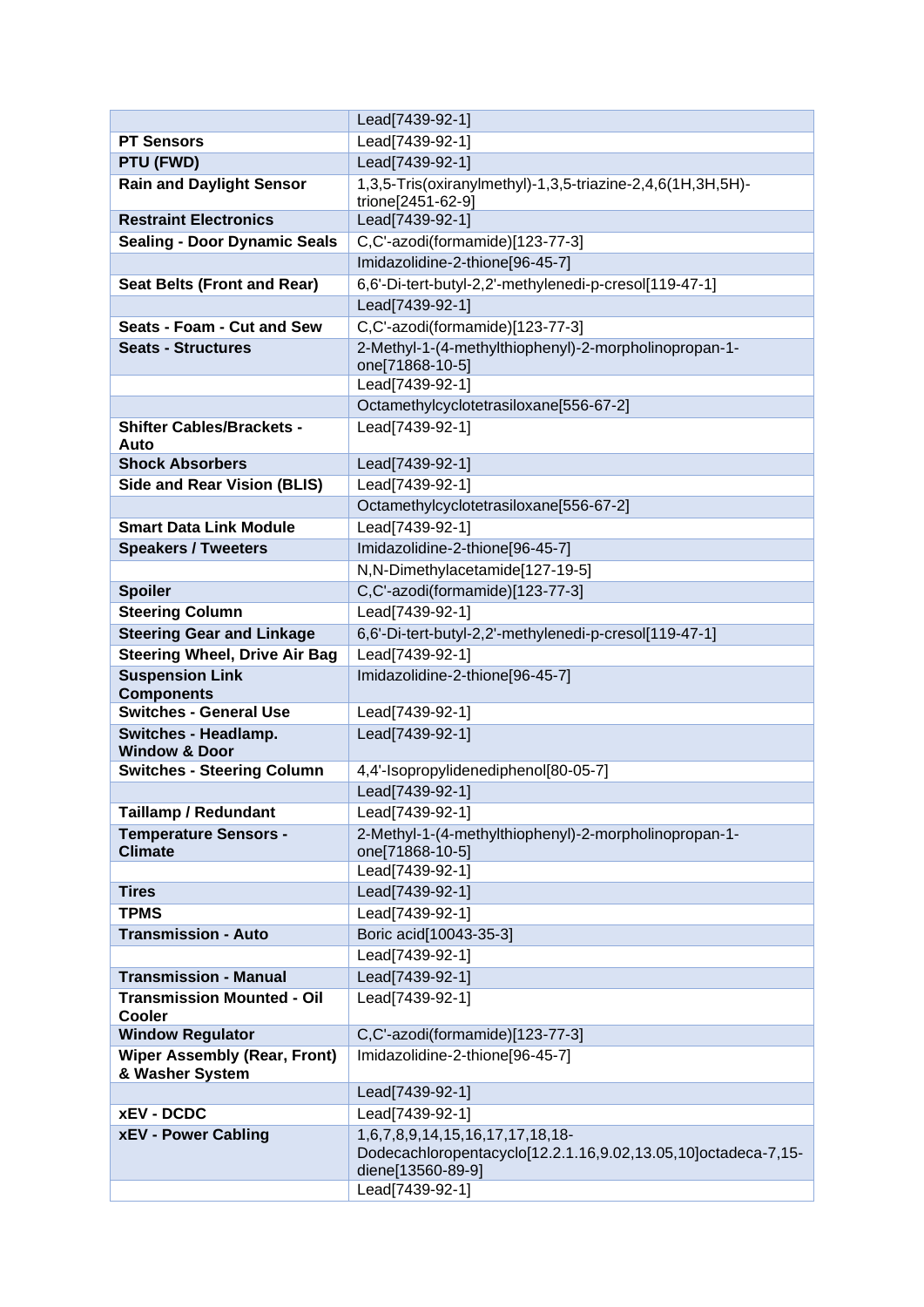| | |
|---|---|
| | Lead[7439-92-1] |
| **PT Sensors** | Lead[7439-92-1] |
| **PTU (FWD)** | Lead[7439-92-1] |
| **Rain and Daylight Sensor** | 1,3,5-Tris(oxiranylmethyl)-1,3,5-triazine-2,4,6(1H,3H,5H)-trione[2451-62-9] |
| **Restraint Electronics** | Lead[7439-92-1] |
| **Sealing - Door Dynamic Seals** | C,C'-azodi(formamide)[123-77-3] |
| | Imidazolidine-2-thione[96-45-7] |
| **Seat Belts (Front and Rear)** | 6,6'-Di-tert-butyl-2,2'-methylenedi-p-cresol[119-47-1] |
| | Lead[7439-92-1] |
| **Seats - Foam - Cut and Sew** | C,C'-azodi(formamide)[123-77-3] |
| **Seats - Structures** | 2-Methyl-1-(4-methylthiophenyl)-2-morpholinopropan-1-one[71868-10-5] |
| | Lead[7439-92-1] |
| | Octamethylcyclotetrasiloxane[556-67-2] |
| **Shifter Cables/Brackets - Auto** | Lead[7439-92-1] |
| **Shock Absorbers** | Lead[7439-92-1] |
| **Side and Rear Vision (BLIS)** | Lead[7439-92-1] |
| | Octamethylcyclotetrasiloxane[556-67-2] |
| **Smart Data Link Module** | Lead[7439-92-1] |
| **Speakers / Tweeters** | Imidazolidine-2-thione[96-45-7] |
| | N,N-Dimethylacetamide[127-19-5] |
| **Spoiler** | C,C'-azodi(formamide)[123-77-3] |
| **Steering Column** | Lead[7439-92-1] |
| **Steering Gear and Linkage** | 6,6'-Di-tert-butyl-2,2'-methylenedi-p-cresol[119-47-1] |
| **Steering Wheel, Drive Air Bag** | Lead[7439-92-1] |
| **Suspension Link Components** | Imidazolidine-2-thione[96-45-7] |
| **Switches - General Use** | Lead[7439-92-1] |
| **Switches - Headlamp. Window & Door** | Lead[7439-92-1] |
| **Switches - Steering Column** | 4,4'-Isopropylidenediphenol[80-05-7] |
| | Lead[7439-92-1] |
| **Taillamp / Redundant** | Lead[7439-92-1] |
| **Temperature Sensors - Climate** | 2-Methyl-1-(4-methylthiophenyl)-2-morpholinopropan-1-one[71868-10-5] |
| | Lead[7439-92-1] |
| **Tires** | Lead[7439-92-1] |
| **TPMS** | Lead[7439-92-1] |
| **Transmission - Auto** | Boric acid[10043-35-3] |
| | Lead[7439-92-1] |
| **Transmission - Manual** | Lead[7439-92-1] |
| **Transmission Mounted - Oil Cooler** | Lead[7439-92-1] |
| **Window Regulator** | C,C'-azodi(formamide)[123-77-3] |
| **Wiper Assembly (Rear, Front) & Washer System** | Imidazolidine-2-thione[96-45-7] |
| | Lead[7439-92-1] |
| **xEV - DCDC** | Lead[7439-92-1] |
| **xEV - Power Cabling** | 1,6,7,8,9,14,15,16,17,17,18,18-Dodecachloropentacyclo[12.2.1.16,9.02,13.05,10]octadeca-7,15-diene[13560-89-9] |
| | Lead[7439-92-1] |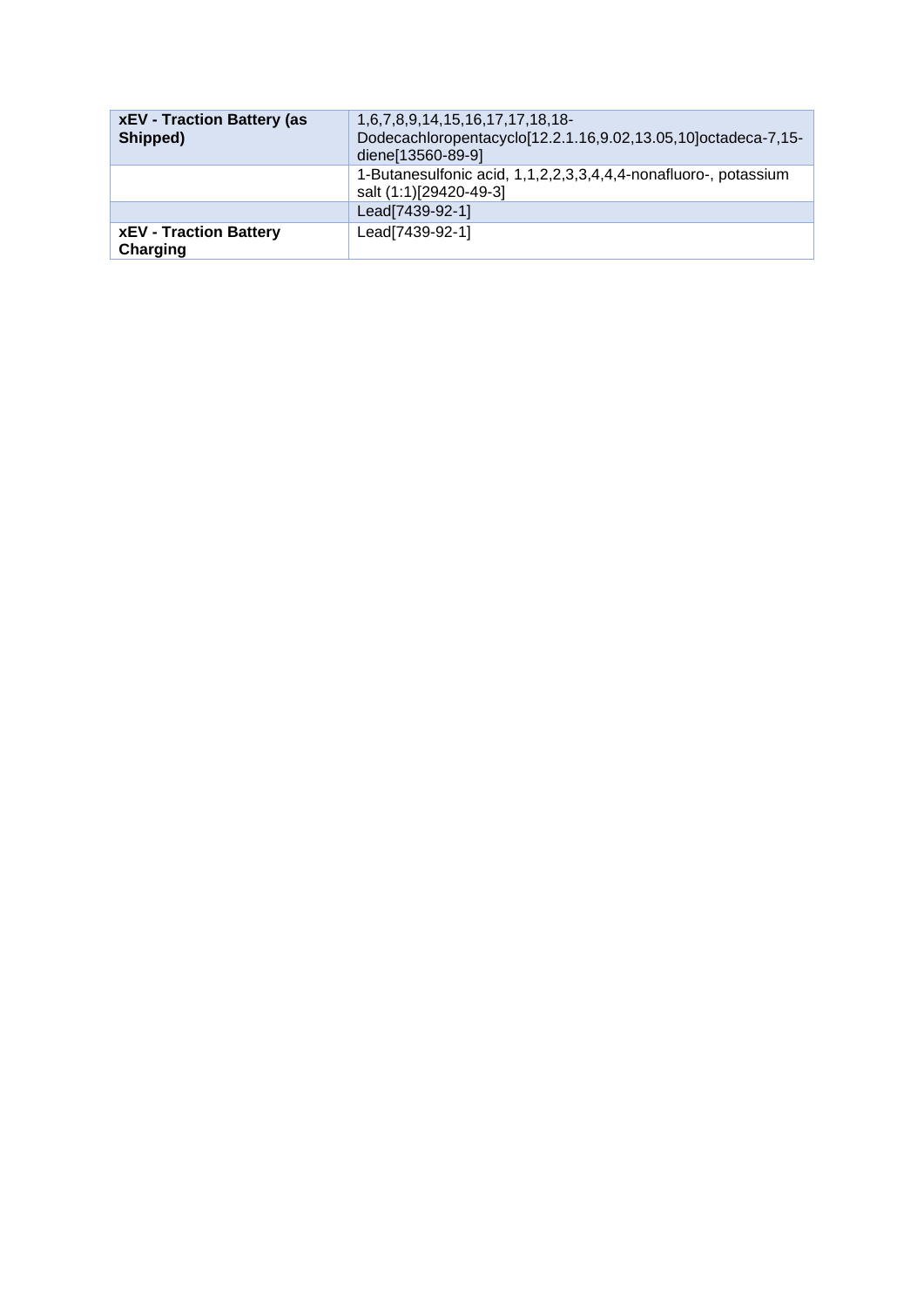| | |
|---|---|
| **xEV - Traction Battery (as Shipped)** | 1,6,7,8,9,14,15,16,17,17,18,18-Dodecachloropentacyclo[12.2.1.16,9.02,13.05,10]octadeca-7,15-diene[13560-89-9] |
| | 1-Butanesulfonic acid, 1,1,2,2,3,3,4,4,4-nonafluoro-, potassium salt (1:1)[29420-49-3] |
| | Lead[7439-92-1] |
| **xEV - Traction Battery Charging** | Lead[7439-92-1] |